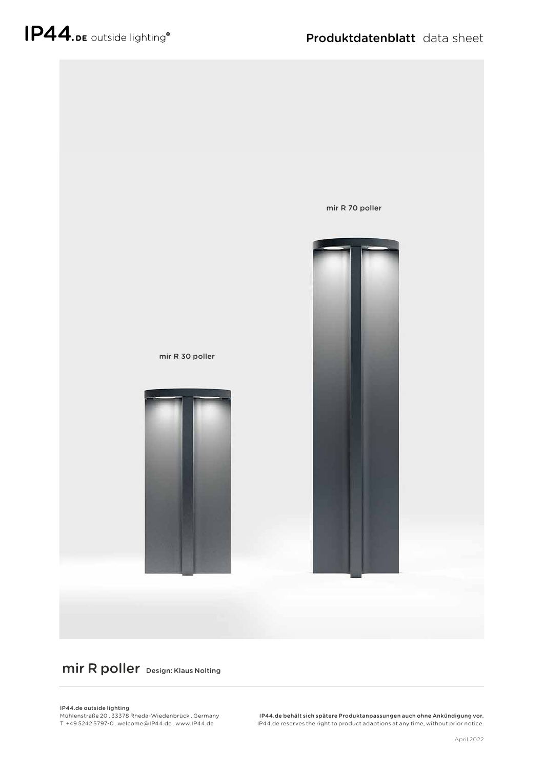IP44.DE outside lighting®

# Produktdatenblatt data sheet

mir R 70 poller

mir R 30 poller

## mir R poller Design: Klaus Nolting

**IP44.de outside lighting**
Mühlenstraße 20 . 33378 Rheda-Wiedenbrück . Germany
T +49 5242 5797-0 . welcome@IP44.de . www.IP44.de

**IP44.de behält sich spätere Produktanpassungen auch ohne Ankündigung vor.**
IP44.de reserves the right to product adaptions at any time, without prior notice.

April 2022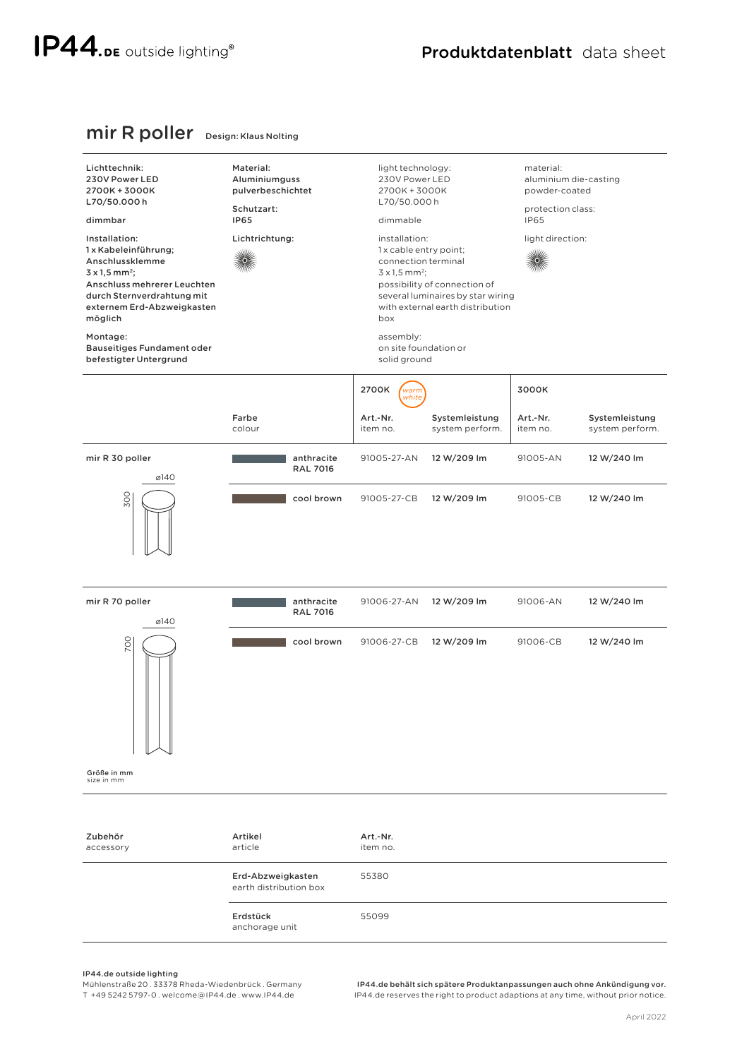# mir R poller

Design: Klaus Nolting

| Lichttechnik: | Material: | light technology: | material: |
|---|---|---|---|
| 230V Power LED<br>2700K + 3000K<br>L70/50.000 h | Aluminiumguss<br>pulverbeschichtet | 230V Power LED<br>2700K + 3000K<br>L70/50.000 h | aluminium die-casting<br>powder-coated |
| dimmbar | Schutzart:<br>IP65 | dimmable | protection class:<br>IP65 |
| Installation:<br>1 x Kabeleinführung;<br>Anschlussklemme<br>3 x 1,5 mm²;<br>Anschluss mehrerer Leuchten durch Sternverdrahtung mit externem Erd-Abzweigkasten möglich | Lichtrichtung: | installation:<br>1 x cable entry point;<br>connection terminal<br>3 x 1,5 mm²;<br>possibility of connection of several luminaires by star wiring with external earth distribution box | light direction: |
| Montage:<br>Bauseitiges Fundament oder befestigter Untergrund | | assembly:<br>on site foundation or solid ground | |

| | | 2700K (warm white) | | 3000K | |
|---|---|---|---|---|---|
| | Farbe<br>colour | Art.-Nr.<br>item no. | Systemleistung<br>system perform. | Art.-Nr.<br>item no. | Systemleistung<br>system perform. |
| mir R 30 poller<br>ø140, 300 | anthracite RAL 7016 | 91005-27-AN | 12 W/209 lm | 91005-AN | 12 W/240 lm |
| | cool brown | 91005-27-CB | 12 W/209 lm | 91005-CB | 12 W/240 lm |
| mir R 70 poller<br>ø140, 700 | anthracite RAL 7016 | 91006-27-AN | 12 W/209 lm | 91006-AN | 12 W/240 lm |
| | cool brown | 91006-27-CB | 12 W/209 lm | 91006-CB | 12 W/240 lm |

Größe in mm
size in mm

| Zubehör<br>accessory | Artikel<br>article | Art.-Nr.<br>item no. |
|---|---|---|
| | Erd-Abzweigkasten<br>earth distribution box | 55380 |
| | Erdstück<br>anchorage unit | 55099 |

**IP44.de outside lighting**
Mühlenstraße 20 . 33378 Rheda-Wiedenbrück . Germany
T +49 5242 5797-0 . welcome@IP44.de . www.IP44.de

**IP44.de behält sich spätere Produktanpassungen auch ohne Ankündigung vor.**
IP44.de reserves the right to product adaptions at any time, without prior notice.

April 2022